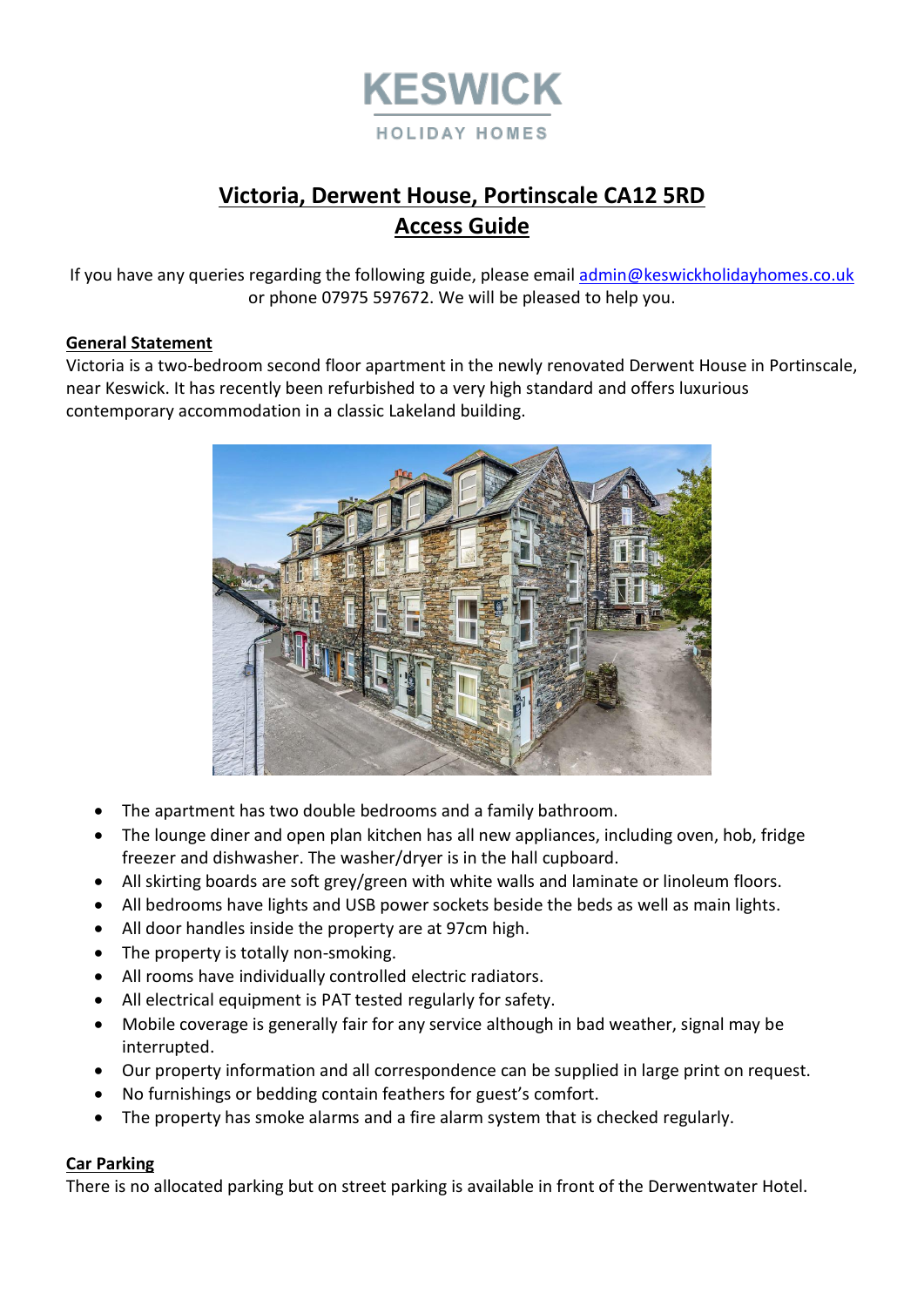KESWICK

HOLIDAY HOMES

# Victoria, Derwent House, Portinscale CA12 5RD
# Access Guide

If you have any queries regarding the following guide, please email admin@keswickholidayhomes.co.uk or phone 07975 597672. We will be pleased to help you.

## General Statement

Victoria is a two-bedroom second floor apartment in the newly renovated Derwent House in Portinscale, near Keswick. It has recently been refurbished to a very high standard and offers luxurious contemporary accommodation in a classic Lakeland building.

- The apartment has two double bedrooms and a family bathroom.
- The lounge diner and open plan kitchen has all new appliances, including oven, hob, fridge freezer and dishwasher. The washer/dryer is in the hall cupboard.
- All skirting boards are soft grey/green with white walls and laminate or linoleum floors.
- All bedrooms have lights and USB power sockets beside the beds as well as main lights.
- All door handles inside the property are at 97cm high.
- The property is totally non-smoking.
- All rooms have individually controlled electric radiators.
- All electrical equipment is PAT tested regularly for safety.
- Mobile coverage is generally fair for any service although in bad weather, signal may be interrupted.
- Our property information and all correspondence can be supplied in large print on request.
- No furnishings or bedding contain feathers for guest's comfort.
- The property has smoke alarms and a fire alarm system that is checked regularly.

## Car Parking

There is no allocated parking but on street parking is available in front of the Derwentwater Hotel.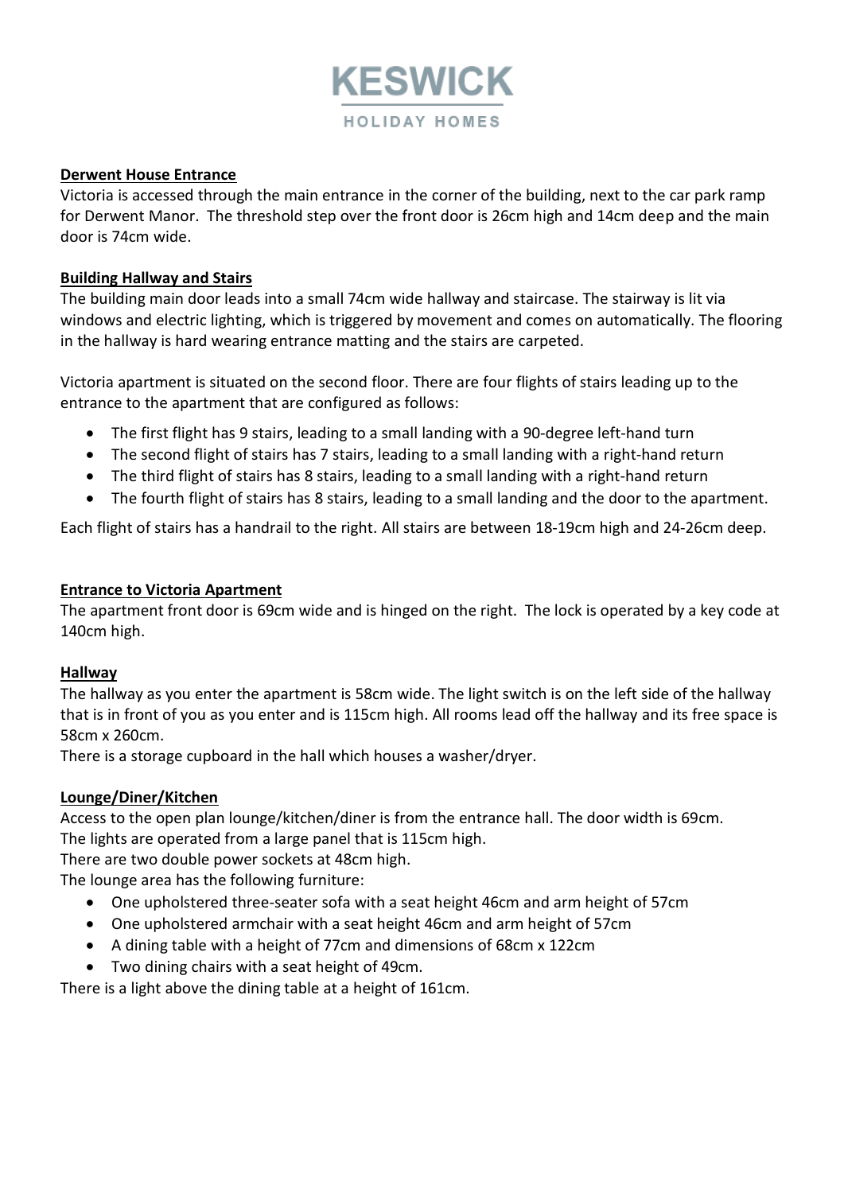**Derwent House Entrance**

Victoria is accessed through the main entrance in the corner of the building, next to the car park ramp for Derwent Manor. The threshold step over the front door is 26cm high and 14cm deep and the main door is 74cm wide.

**Building Hallway and Stairs**

The building main door leads into a small 74cm wide hallway and staircase. The stairway is lit via windows and electric lighting, which is triggered by movement and comes on automatically. The flooring in the hallway is hard wearing entrance matting and the stairs are carpeted.

Victoria apartment is situated on the second floor. There are four flights of stairs leading up to the entrance to the apartment that are configured as follows:

- The first flight has 9 stairs, leading to a small landing with a 90-degree left-hand turn
- The second flight of stairs has 7 stairs, leading to a small landing with a right-hand return
- The third flight of stairs has 8 stairs, leading to a small landing with a right-hand return
- The fourth flight of stairs has 8 stairs, leading to a small landing and the door to the apartment.

Each flight of stairs has a handrail to the right. All stairs are between 18-19cm high and 24-26cm deep.

**Entrance to Victoria Apartment**

The apartment front door is 69cm wide and is hinged on the right. The lock is operated by a key code at 140cm high.

**Hallway**

The hallway as you enter the apartment is 58cm wide. The light switch is on the left side of the hallway that is in front of you as you enter and is 115cm high. All rooms lead off the hallway and its free space is 58cm x 260cm.

There is a storage cupboard in the hall which houses a washer/dryer.

**Lounge/Diner/Kitchen**

Access to the open plan lounge/kitchen/diner is from the entrance hall. The door width is 69cm.

The lights are operated from a large panel that is 115cm high.

There are two double power sockets at 48cm high.

The lounge area has the following furniture:

- One upholstered three-seater sofa with a seat height 46cm and arm height of 57cm
- One upholstered armchair with a seat height 46cm and arm height of 57cm
- A dining table with a height of 77cm and dimensions of 68cm x 122cm
- Two dining chairs with a seat height of 49cm.

There is a light above the dining table at a height of 161cm.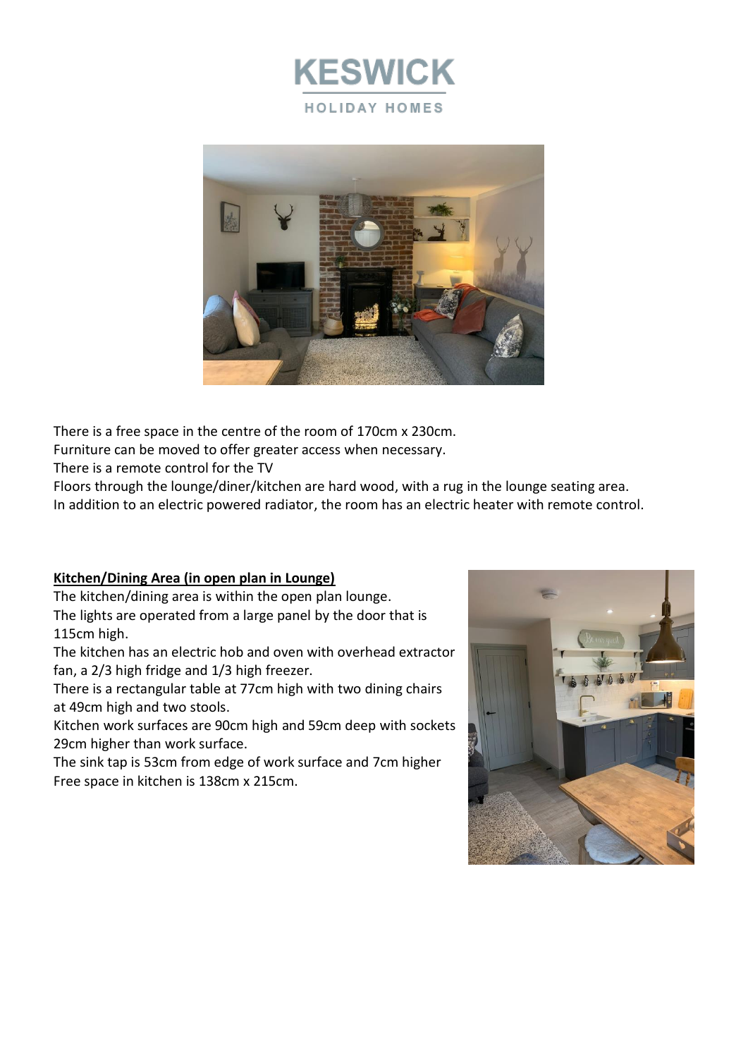KESWICK

HOLIDAY HOMES

There is a free space in the centre of the room of 170cm x 230cm.
Furniture can be moved to offer greater access when necessary.
There is a remote control for the TV
Floors through the lounge/diner/kitchen are hard wood, with a rug in the lounge seating area.
In addition to an electric powered radiator, the room has an electric heater with remote control.

**Kitchen/Dining Area (in open plan in Lounge)**

The kitchen/dining area is within the open plan lounge.
The lights are operated from a large panel by the door that is 115cm high.
The kitchen has an electric hob and oven with overhead extractor fan, a 2/3 high fridge and 1/3 high freezer.
There is a rectangular table at 77cm high with two dining chairs at 49cm high and two stools.
Kitchen work surfaces are 90cm high and 59cm deep with sockets 29cm higher than work surface.
The sink tap is 53cm from edge of work surface and 7cm higher
Free space in kitchen is 138cm x 215cm.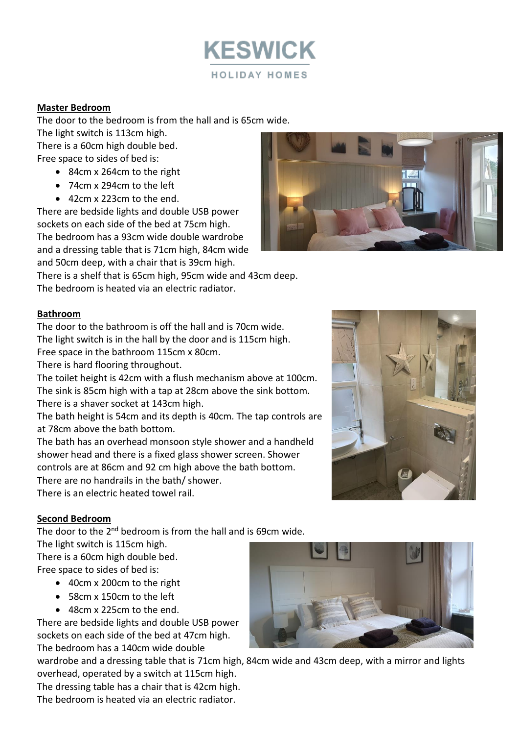# KESWICK

HOLIDAY HOMES

**Master Bedroom**

The door to the bedroom is from the hall and is 65cm wide.
The light switch is 113cm high.
There is a 60cm high double bed.
Free space to sides of bed is:

- 84cm x 264cm to the right
- 74cm x 294cm to the left
- 42cm x 223cm to the end.

There are bedside lights and double USB power sockets on each side of the bed at 75cm high.
The bedroom has a 93cm wide double wardrobe and a dressing table that is 71cm high, 84cm wide and 50cm deep, with a chair that is 39cm high.
There is a shelf that is 65cm high, 95cm wide and 43cm deep.
The bedroom is heated via an electric radiator.

**Bathroom**

The door to the bathroom is off the hall and is 70cm wide.
The light switch is in the hall by the door and is 115cm high.
Free space in the bathroom 115cm x 80cm.
There is hard flooring throughout.
The toilet height is 42cm with a flush mechanism above at 100cm.
The sink is 85cm high with a tap at 28cm above the sink bottom.
There is a shaver socket at 143cm high.
The bath height is 54cm and its depth is 40cm. The tap controls are at 78cm above the bath bottom.
The bath has an overhead monsoon style shower and a handheld shower head and there is a fixed glass shower screen. Shower controls are at 86cm and 92 cm high above the bath bottom.
There are no handrails in the bath/ shower.
There is an electric heated towel rail.

**Second Bedroom**

The door to the 2nd bedroom is from the hall and is 69cm wide.
The light switch is 115cm high.
There is a 60cm high double bed.
Free space to sides of bed is:

- 40cm x 200cm to the right
- 58cm x 150cm to the left
- 48cm x 225cm to the end.

There are bedside lights and double USB power sockets on each side of the bed at 47cm high.
The bedroom has a 140cm wide double wardrobe and a dressing table that is 71cm high, 84cm wide and 43cm deep, with a mirror and lights overhead, operated by a switch at 115cm high.
The dressing table has a chair that is 42cm high.
The bedroom is heated via an electric radiator.